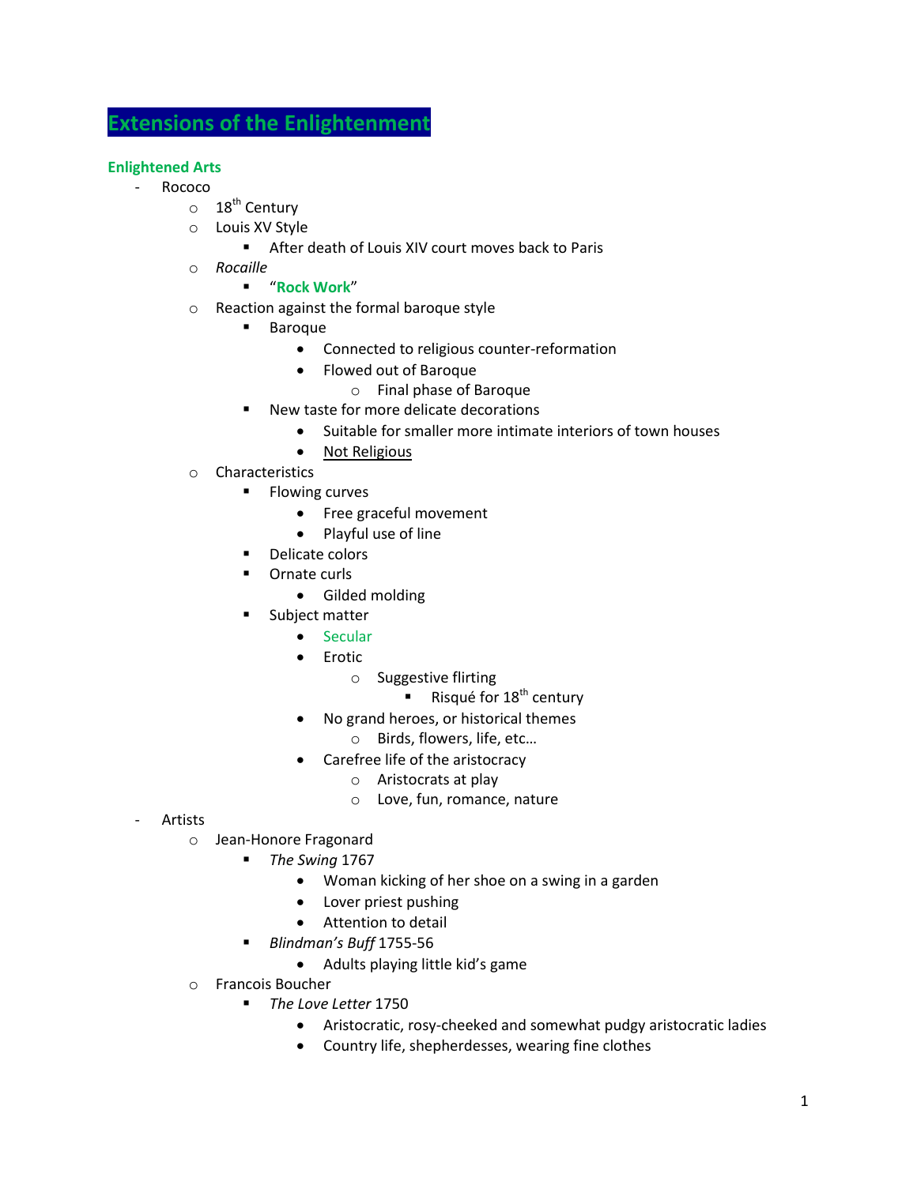# Extensions of the Enlightenment

## Enlightened Arts

- Rococo
    - 18th Century
    - Louis XV Style
        - After death of Louis XIV court moves back to Paris
    - *Rocaille*
        - "**Rock Work**"
    - Reaction against the formal baroque style
        - Baroque
            - Connected to religious counter-reformation
            - Flowed out of Baroque
                - Final phase of Baroque
        - New taste for more delicate decorations
            - Suitable for smaller more intimate interiors of town houses
            - <u>Not Religious</u>
    - Characteristics
        - Flowing curves
            - Free graceful movement
            - Playful use of line
        - Delicate colors
        - Ornate curls
            - Gilded molding
        - Subject matter
            - Secular
            - Erotic
                - Suggestive flirting
                    - Risqué for 18th century
            - No grand heroes, or historical themes
                - Birds, flowers, life, etc…
            - Carefree life of the aristocracy
                - Aristocrats at play
                - Love, fun, romance, nature
- Artists
    - Jean-Honore Fragonard
        - *The Swing* 1767
            - Woman kicking of her shoe on a swing in a garden
            - Lover priest pushing
            - Attention to detail
        - *Blindman's Buff* 1755-56
            - Adults playing little kid's game
    - Francois Boucher
        - *The Love Letter* 1750
            - Aristocratic, rosy-cheeked and somewhat pudgy aristocratic ladies
            - Country life, shepherdesses, wearing fine clothes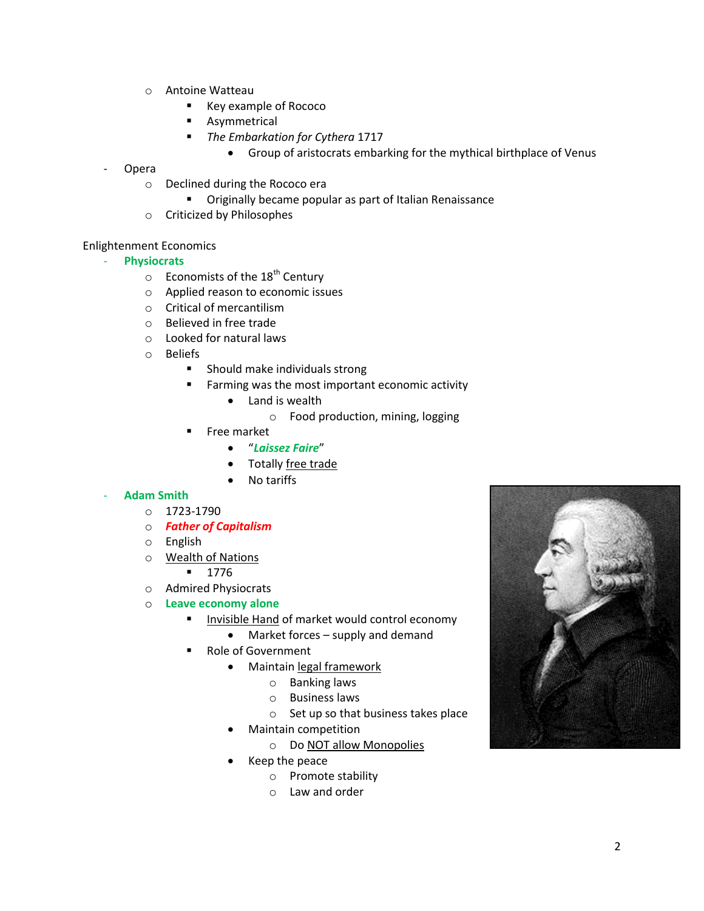- Antoine Watteau
  - Key example of Rococo
  - Asymmetrical
  - *The Embarkation for Cythera* 1717
    - Group of aristocrats embarking for the mythical birthplace of Venus
- Opera
  - Declined during the Rococo era
    - Originally became popular as part of Italian Renaissance
  - Criticized by Philosophes

Enlightenment Economics

- **Physiocrats**
  - Economists of the 18th Century
  - Applied reason to economic issues
  - Critical of mercantilism
  - Believed in free trade
  - Looked for natural laws
  - Beliefs
    - Should make individuals strong
    - Farming was the most important economic activity
      - Land is wealth
        - Food production, mining, logging
    - Free market
      - "***Laissez Faire***"
      - Totally free trade
      - No tariffs
- **Adam Smith**
  - 1723-1790
  - ***Father of Capitalism***
  - English
  - Wealth of Nations
    - 1776
  - Admired Physiocrats
  - **Leave economy alone**
    - Invisible Hand of market would control economy
      - Market forces – supply and demand
    - Role of Government
      - Maintain legal framework
        - Banking laws
        - Business laws
        - Set up so that business takes place
      - Maintain competition
        - Do NOT allow Monopolies
      - Keep the peace
        - Promote stability
        - Law and order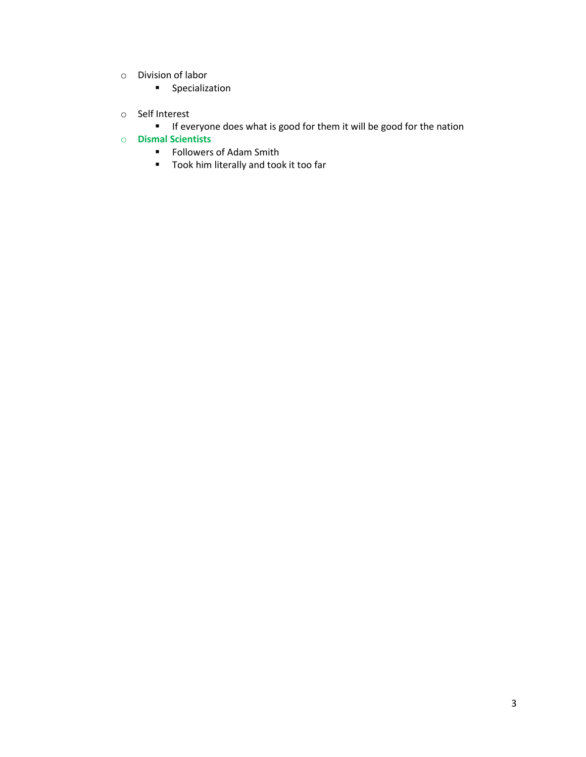- Division of labor
  - Specialization

- Self Interest
  - If everyone does what is good for them it will be good for the nation
- **Dismal Scientists**
  - Followers of Adam Smith
  - Took him literally and took it too far